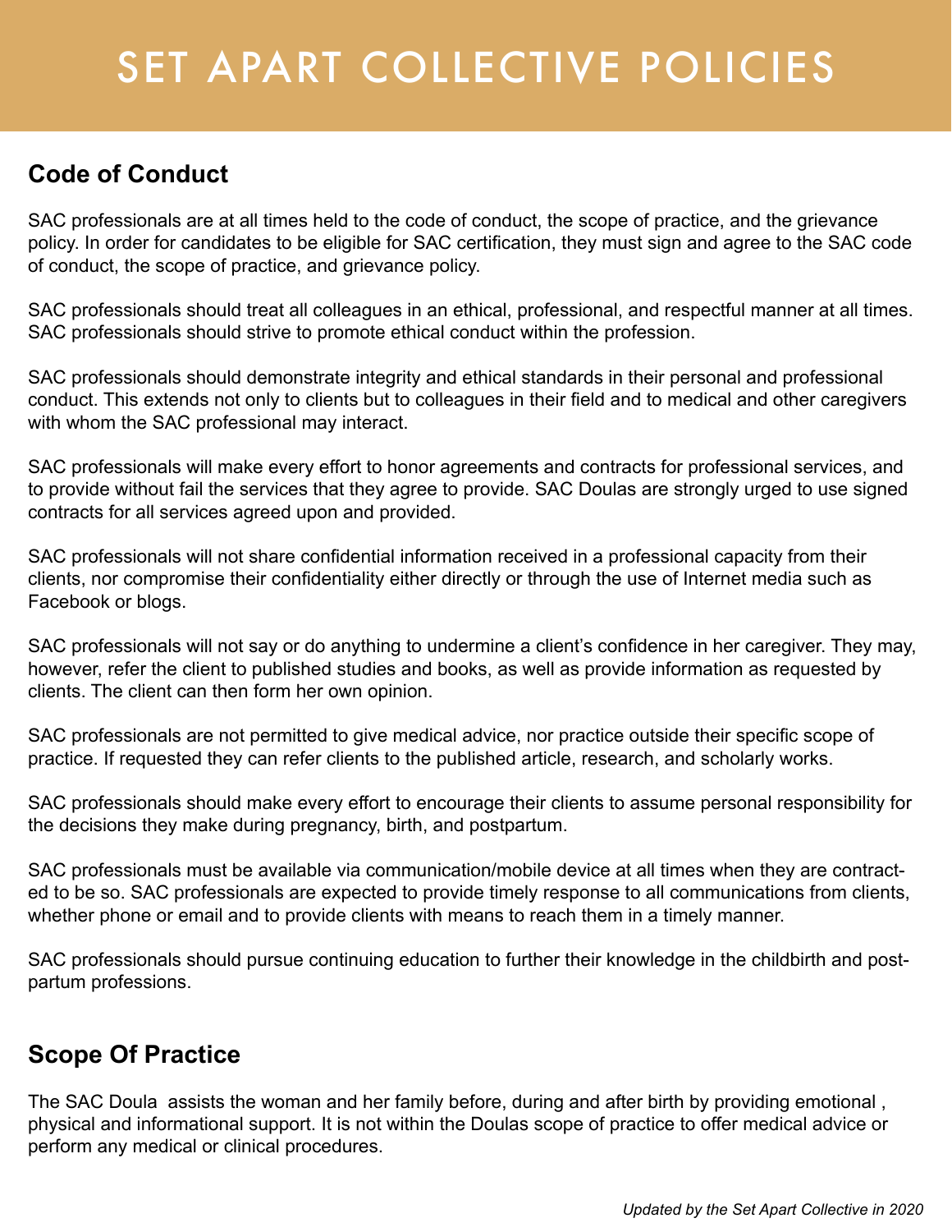# SET APART COLLECTIVE POLICIES

## Code of Conduct

SAC professionals are at all times held to the code of conduct, the scope of practice, and the grievance policy. In order for candidates to be eligible for SAC certification, they must sign and agree to the SAC code of conduct, the scope of practice, and grievance policy.

SAC professionals should treat all colleagues in an ethical, professional, and respectful manner at all times. SAC professionals should strive to promote ethical conduct within the profession.

SAC professionals should demonstrate integrity and ethical standards in their personal and professional conduct. This extends not only to clients but to colleagues in their field and to medical and other caregivers with whom the SAC professional may interact.

SAC professionals will make every effort to honor agreements and contracts for professional services, and to provide without fail the services that they agree to provide. SAC Doulas are strongly urged to use signed contracts for all services agreed upon and provided.

SAC professionals will not share confidential information received in a professional capacity from their clients, nor compromise their confidentiality either directly or through the use of Internet media such as Facebook or blogs.

SAC professionals will not say or do anything to undermine a client's confidence in her caregiver. They may, however, refer the client to published studies and books, as well as provide information as requested by clients. The client can then form her own opinion.

SAC professionals are not permitted to give medical advice, nor practice outside their specific scope of practice. If requested they can refer clients to the published article, research, and scholarly works.

SAC professionals should make every effort to encourage their clients to assume personal responsibility for the decisions they make during pregnancy, birth, and postpartum.

SAC professionals must be available via communication/mobile device at all times when they are contracted to be so. SAC professionals are expected to provide timely response to all communications from clients, whether phone or email and to provide clients with means to reach them in a timely manner.

SAC professionals should pursue continuing education to further their knowledge in the childbirth and postpartum professions.

## Scope Of Practice

The SAC Doula assists the woman and her family before, during and after birth by providing emotional , physical and informational support. It is not within the Doulas scope of practice to offer medical advice or perform any medical or clinical procedures.

*Updated by the Set Apart Collective in 2020*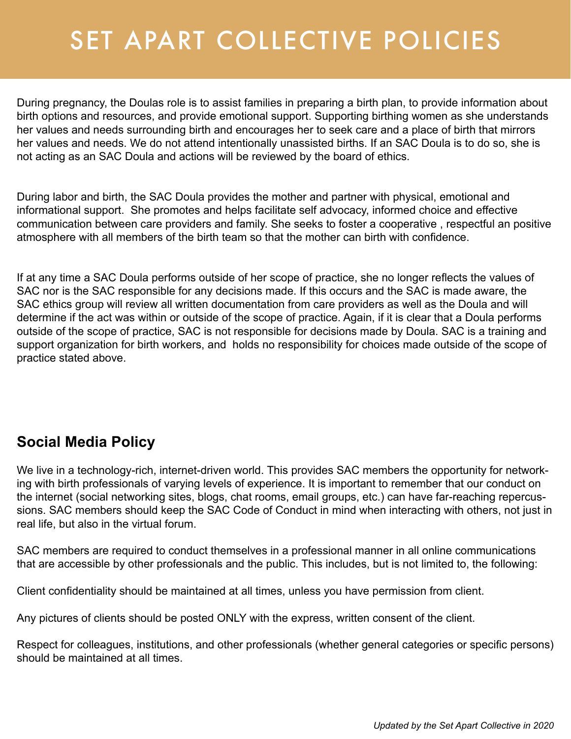// SET APART COLLECTIVE POLICIES

During pregnancy, the Doulas role is to assist families in preparing a birth plan, to provide information about birth options and resources, and provide emotional support. Supporting birthing women as she understands her values and needs surrounding birth and encourages her to seek care and a place of birth that mirrors her values and needs. We do not attend intentionally unassisted births. If an SAC Doula is to do so, she is not acting as an SAC Doula and actions will be reviewed by the board of ethics.

During labor and birth, the SAC Doula provides the mother and partner with physical, emotional and informational support. She promotes and helps facilitate self advocacy, informed choice and effective communication between care providers and family. She seeks to foster a cooperative , respectful an positive atmosphere with all members of the birth team so that the mother can birth with confidence.

If at any time a SAC Doula performs outside of her scope of practice, she no longer reflects the values of SAC nor is the SAC responsible for any decisions made. If this occurs and the SAC is made aware, the SAC ethics group will review all written documentation from care providers as well as the Doula and will determine if the act was within or outside of the scope of practice. Again, if it is clear that a Doula performs outside of the scope of practice, SAC is not responsible for decisions made by Doula. SAC is a training and support organization for birth workers, and holds no responsibility for choices made outside of the scope of practice stated above.

## Social Media Policy

We live in a technology-rich, internet-driven world. This provides SAC members the opportunity for networking with birth professionals of varying levels of experience. It is important to remember that our conduct on the internet (social networking sites, blogs, chat rooms, email groups, etc.) can have far-reaching repercussions. SAC members should keep the SAC Code of Conduct in mind when interacting with others, not just in real life, but also in the virtual forum.

SAC members are required to conduct themselves in a professional manner in all online communications that are accessible by other professionals and the public. This includes, but is not limited to, the following:

Client confidentiality should be maintained at all times, unless you have permission from client.

Any pictures of clients should be posted ONLY with the express, written consent of the client.

Respect for colleagues, institutions, and other professionals (whether general categories or specific persons) should be maintained at all times.

*Updated by the Set Apart Collective in 2020*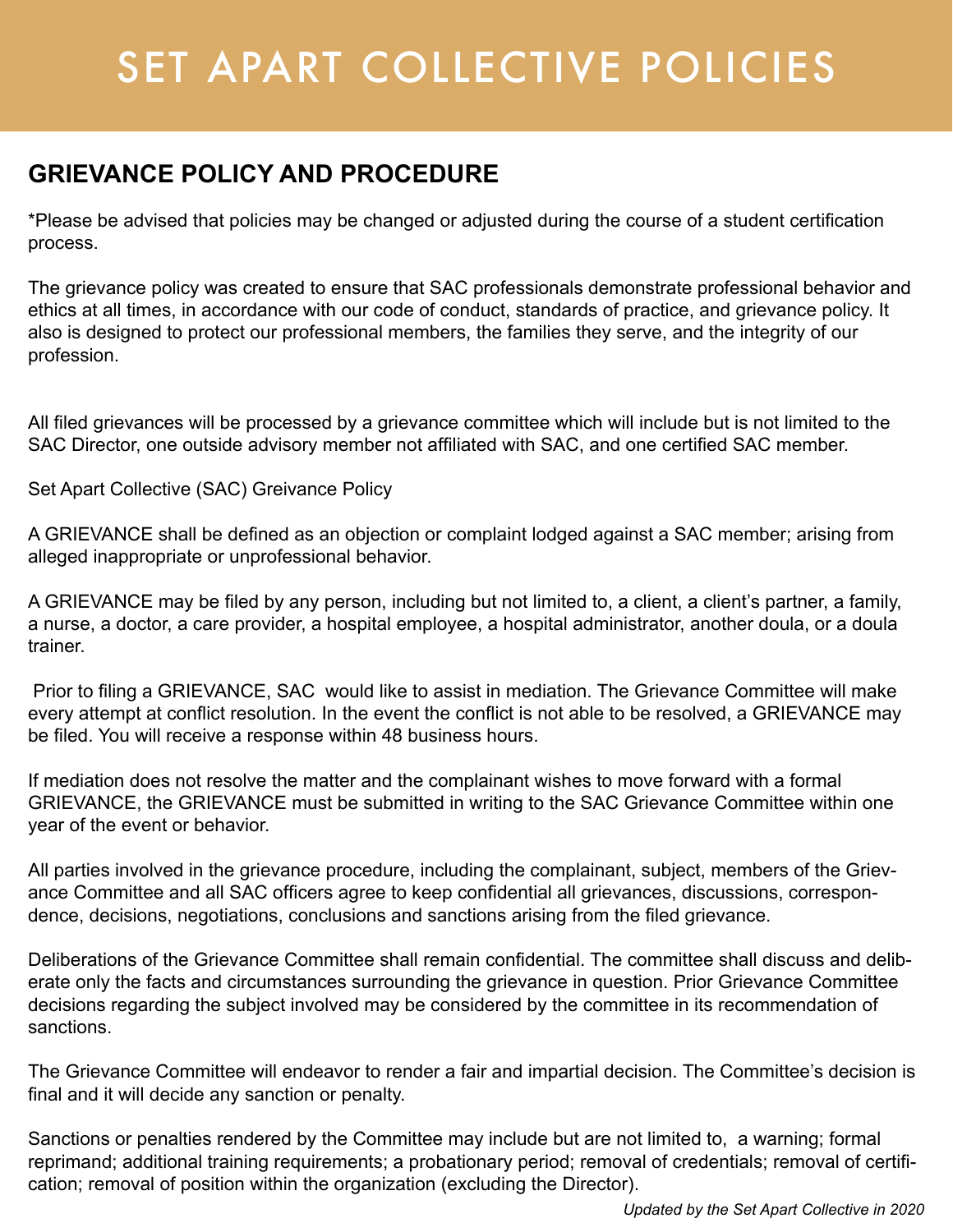# SET APART COLLECTIVE POLICIES

## GRIEVANCE POLICY AND PROCEDURE

*Please be advised that policies may be changed or adjusted during the course of a student certification process.

The grievance policy was created to ensure that SAC professionals demonstrate professional behavior and ethics at all times, in accordance with our code of conduct, standards of practice, and grievance policy. It also is designed to protect our professional members, the families they serve, and the integrity of our profession.

All filed grievances will be processed by a grievance committee which will include but is not limited to the SAC Director, one outside advisory member not affiliated with SAC, and one certified SAC member.

Set Apart Collective (SAC) Greivance Policy

A GRIEVANCE shall be defined as an objection or complaint lodged against a SAC member; arising from alleged inappropriate or unprofessional behavior.

A GRIEVANCE may be filed by any person, including but not limited to, a client, a client's partner, a family, a nurse, a doctor, a care provider, a hospital employee, a hospital administrator, another doula, or a doula trainer.

Prior to filing a GRIEVANCE, SAC would like to assist in mediation. The Grievance Committee will make every attempt at conflict resolution. In the event the conflict is not able to be resolved, a GRIEVANCE may be filed. You will receive a response within 48 business hours.

If mediation does not resolve the matter and the complainant wishes to move forward with a formal GRIEVANCE, the GRIEVANCE must be submitted in writing to the SAC Grievance Committee within one year of the event or behavior.

All parties involved in the grievance procedure, including the complainant, subject, members of the Grievance Committee and all SAC officers agree to keep confidential all grievances, discussions, correspondence, decisions, negotiations, conclusions and sanctions arising from the filed grievance.

Deliberations of the Grievance Committee shall remain confidential. The committee shall discuss and deliberate only the facts and circumstances surrounding the grievance in question. Prior Grievance Committee decisions regarding the subject involved may be considered by the committee in its recommendation of sanctions.

The Grievance Committee will endeavor to render a fair and impartial decision. The Committee's decision is final and it will decide any sanction or penalty.

Sanctions or penalties rendered by the Committee may include but are not limited to, a warning; formal reprimand; additional training requirements; a probationary period; removal of credentials; removal of certification; removal of position within the organization (excluding the Director).

*Updated by the Set Apart Collective in 2020*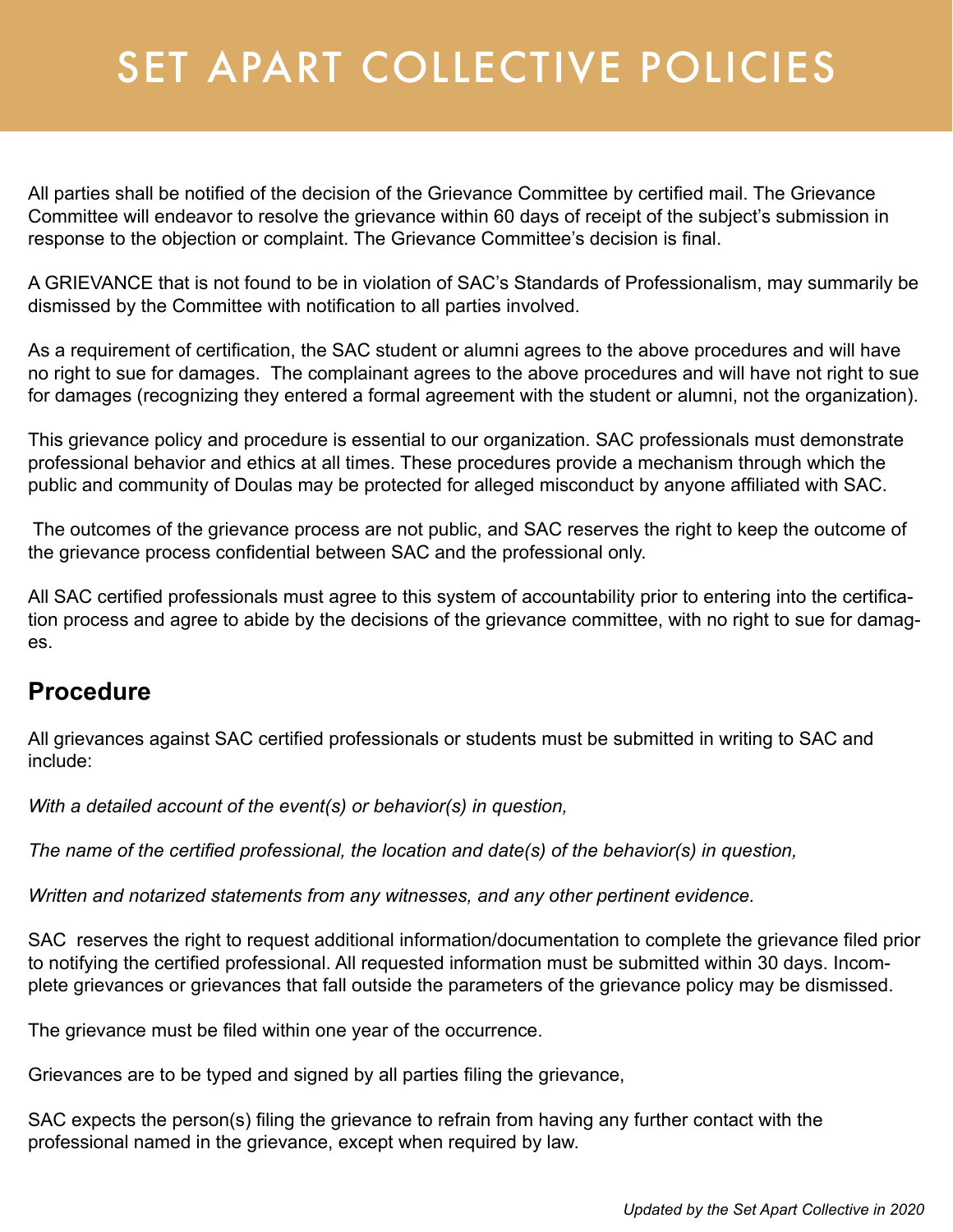# SET APART COLLECTIVE POLICIES

All parties shall be notified of the decision of the Grievance Committee by certified mail. The Grievance Committee will endeavor to resolve the grievance within 60 days of receipt of the subject's submission in response to the objection or complaint. The Grievance Committee's decision is final.

A GRIEVANCE that is not found to be in violation of SAC's Standards of Professionalism, may summarily be dismissed by the Committee with notification to all parties involved.

As a requirement of certification, the SAC student or alumni agrees to the above procedures and will have no right to sue for damages. The complainant agrees to the above procedures and will have not right to sue for damages (recognizing they entered a formal agreement with the student or alumni, not the organization).

This grievance policy and procedure is essential to our organization. SAC professionals must demonstrate professional behavior and ethics at all times. These procedures provide a mechanism through which the public and community of Doulas may be protected for alleged misconduct by anyone affiliated with SAC.

The outcomes of the grievance process are not public, and SAC reserves the right to keep the outcome of the grievance process confidential between SAC and the professional only.

All SAC certified professionals must agree to this system of accountability prior to entering into the certification process and agree to abide by the decisions of the grievance committee, with no right to sue for damages.

## Procedure

All grievances against SAC certified professionals or students must be submitted in writing to SAC and include:

*With a detailed account of the event(s) or behavior(s) in question,*

*The name of the certified professional, the location and date(s) of the behavior(s) in question,*

*Written and notarized statements from any witnesses, and any other pertinent evidence.*

SAC reserves the right to request additional information/documentation to complete the grievance filed prior to notifying the certified professional. All requested information must be submitted within 30 days. Incomplete grievances or grievances that fall outside the parameters of the grievance policy may be dismissed.

The grievance must be filed within one year of the occurrence.

Grievances are to be typed and signed by all parties filing the grievance,

SAC expects the person(s) filing the grievance to refrain from having any further contact with the professional named in the grievance, except when required by law.

*Updated by the Set Apart Collective in 2020*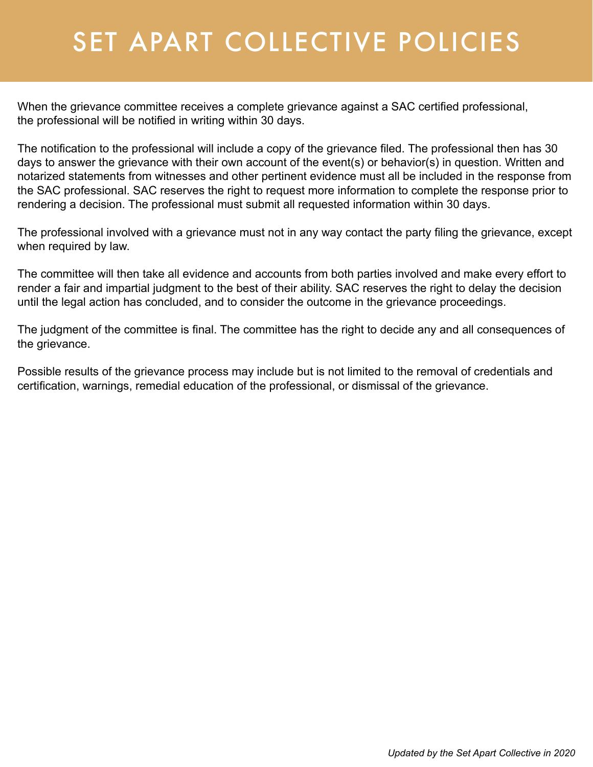# SET APART COLLECTIVE POLICIES

When the grievance committee receives a complete grievance against a SAC certified professional, the professional will be notified in writing within 30 days.

The notification to the professional will include a copy of the grievance filed. The professional then has 30 days to answer the grievance with their own account of the event(s) or behavior(s) in question. Written and notarized statements from witnesses and other pertinent evidence must all be included in the response from the SAC professional. SAC reserves the right to request more information to complete the response prior to rendering a decision. The professional must submit all requested information within 30 days.

The professional involved with a grievance must not in any way contact the party filing the grievance, except when required by law.

The committee will then take all evidence and accounts from both parties involved and make every effort to render a fair and impartial judgment to the best of their ability. SAC reserves the right to delay the decision until the legal action has concluded, and to consider the outcome in the grievance proceedings.

The judgment of the committee is final. The committee has the right to decide any and all consequences of the grievance.

Possible results of the grievance process may include but is not limited to the removal of credentials and certification, warnings, remedial education of the professional, or dismissal of the grievance.

*Updated by the Set Apart Collective in 2020*